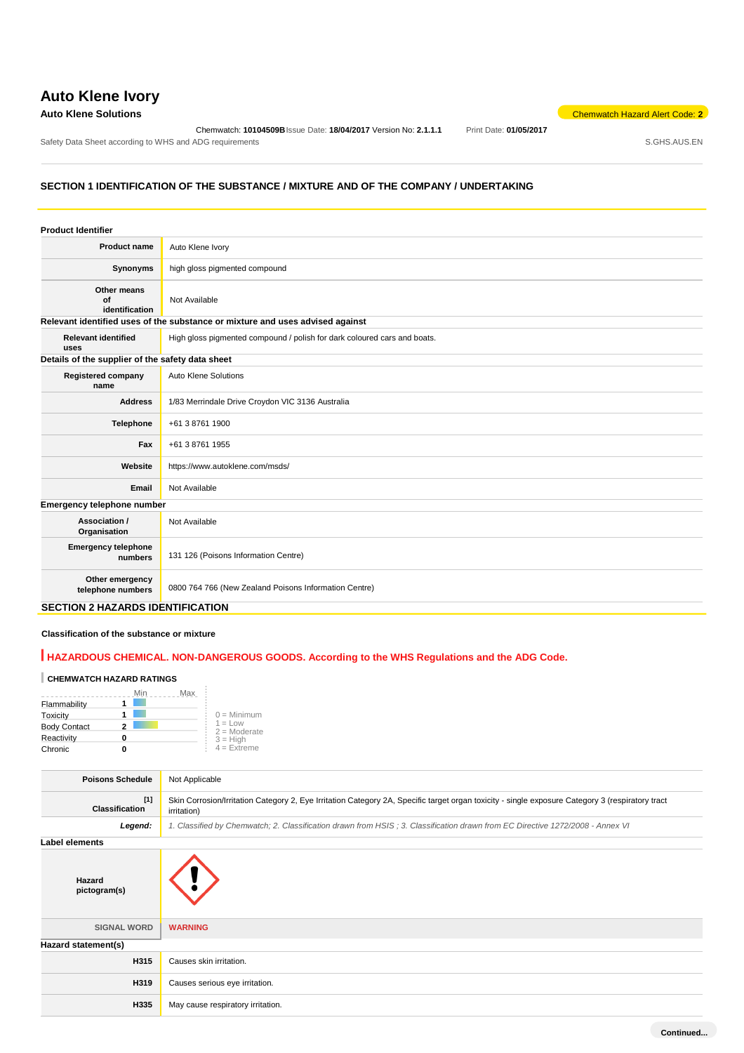# Auto Klene Ivory

**Auto Klene Solutions**

Chemwatch Hazard Alert Code: **2**

Chemwatch: **10104509B** Issue Date: **18/04/2017** Version No: **2.1.1.1** Print Date: **01/05/2017**

Safety Data Sheet according to WHS and ADG requirements S.GHS.AUS.EN

## SECTION 1 IDENTIFICATION OF THE SUBSTANCE / MIXTURE AND OF THE COMPANY / UNDERTAKING

### Product Identifier

| | |
|---|---|
| **Product name** | Auto Klene Ivory |
| **Synonyms** | high gloss pigmented compound |
| **Other means of identification** | Not Available |

### Relevant identified uses of the substance or mixture and uses advised against

| | |
|---|---|
| **Relevant identified uses** | High gloss pigmented compound / polish for dark coloured cars and boats. |

### Details of the supplier of the safety data sheet

| | |
|---|---|
| **Registered company name** | Auto Klene Solutions |
| **Address** | 1/83 Merrindale Drive Croydon VIC 3136 Australia |
| **Telephone** | +61 3 8761 1900 |
| **Fax** | +61 3 8761 1955 |
| **Website** | https://www.autoklene.com/msds/ |
| **Email** | Not Available |

### Emergency telephone number

| | |
|---|---|
| **Association / Organisation** | Not Available |
| **Emergency telephone numbers** | 131 126 (Poisons Information Centre) |
| **Other emergency telephone numbers** | 0800 764 766 (New Zealand Poisons Information Centre) |

## SECTION 2 HAZARDS IDENTIFICATION

### Classification of the substance or mixture

**HAZARDOUS CHEMICAL. NON-DANGEROUS GOODS. According to the WHS Regulations and the ADG Code.**

**CHEMWATCH HAZARD RATINGS**

| | Rating |
|---|---|
| Flammability | 1 |
| Toxicity | 1 |
| Body Contact | 2 |
| Reactivity | 0 |
| Chronic | 0 |

0 = Minimum
1 = Low
2 = Moderate
3 = High
4 = Extreme

| | |
|---|---|
| **Poisons Schedule** | Not Applicable |
| **Classification** [1] | Skin Corrosion/Irritation Category 2, Eye Irritation Category 2A, Specific target organ toxicity - single exposure Category 3 (respiratory tract irritation) |
| ***Legend:*** | *1. Classified by Chemwatch; 2. Classification drawn from HSIS ; 3. Classification drawn from EC Directive 1272/2008 - Annex VI* |

### Label elements

| | |
|---|---|
| **Hazard pictogram(s)** | |
| **SIGNAL WORD** | **WARNING** |

### Hazard statement(s)

| | |
|---|---|
| **H315** | Causes skin irritation. |
| **H319** | Causes serious eye irritation. |
| **H335** | May cause respiratory irritation. |

Continued...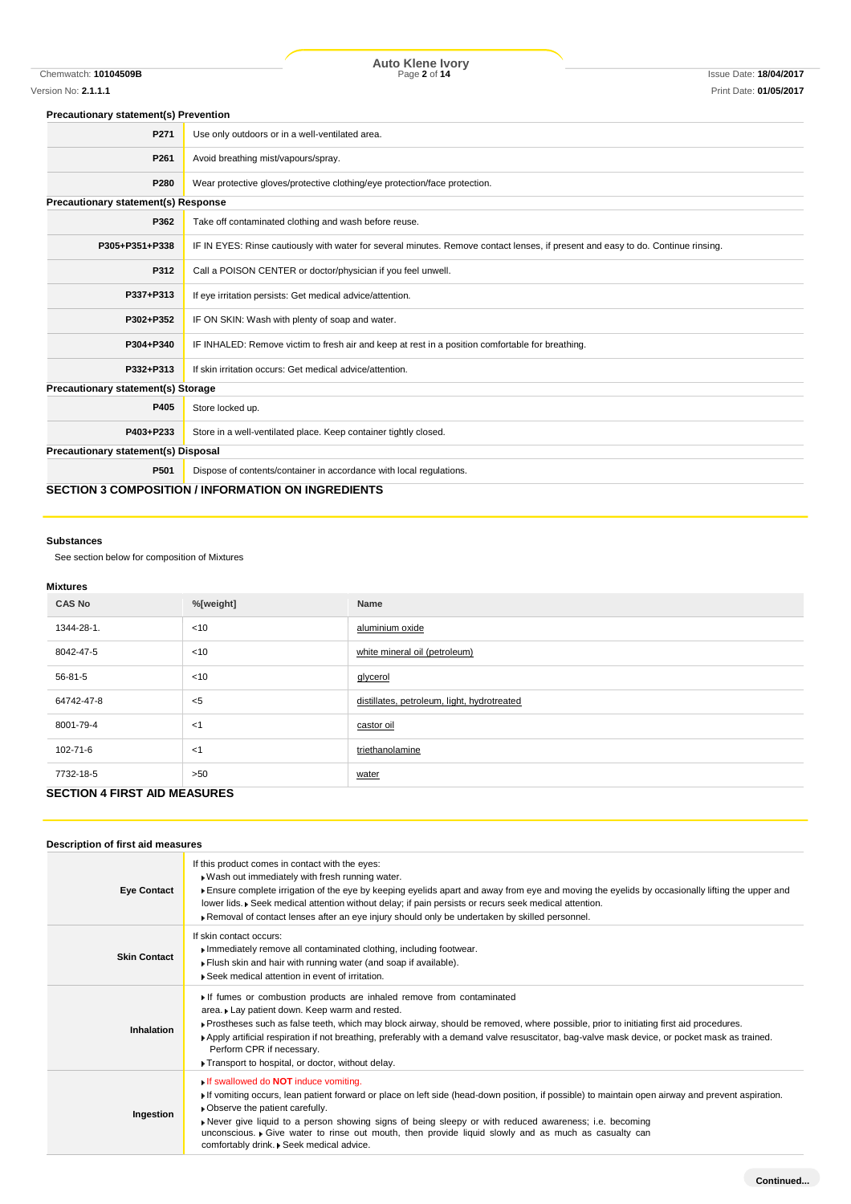### Precautionary statement(s) Prevention

| | |
|---|---|
| **P271** | Use only outdoors or in a well-ventilated area. |
| **P261** | Avoid breathing mist/vapours/spray. |
| **P280** | Wear protective gloves/protective clothing/eye protection/face protection. |

### Precautionary statement(s) Response

| | |
|---|---|
| **P362** | Take off contaminated clothing and wash before reuse. |
| **P305+P351+P338** | IF IN EYES: Rinse cautiously with water for several minutes. Remove contact lenses, if present and easy to do. Continue rinsing. |
| **P312** | Call a POISON CENTER or doctor/physician if you feel unwell. |
| **P337+P313** | If eye irritation persists: Get medical advice/attention. |
| **P302+P352** | IF ON SKIN: Wash with plenty of soap and water. |
| **P304+P340** | IF INHALED: Remove victim to fresh air and keep at rest in a position comfortable for breathing. |
| **P332+P313** | If skin irritation occurs: Get medical advice/attention. |

### Precautionary statement(s) Storage

| | |
|---|---|
| **P405** | Store locked up. |
| **P403+P233** | Store in a well-ventilated place. Keep container tightly closed. |

### Precautionary statement(s) Disposal

| | |
|---|---|
| **P501** | Dispose of contents/container in accordance with local regulations. |

## SECTION 3 COMPOSITION / INFORMATION ON INGREDIENTS

### Substances

See section below for composition of Mixtures

### Mixtures

| CAS No | %[weight] | Name |
|---|---|---|
| 1344-28-1. | <10 | aluminium oxide |
| 8042-47-5 | <10 | white mineral oil (petroleum) |
| 56-81-5 | <10 | glycerol |
| 64742-47-8 | <5 | distillates, petroleum, light, hydrotreated |
| 8001-79-4 | <1 | castor oil |
| 102-71-6 | <1 | triethanolamine |
| 7732-18-5 | >50 | water |

## SECTION 4 FIRST AID MEASURES

### Description of first aid measures

| | |
|---|---|
| **Eye Contact** | If this product comes in contact with the eyes:<br>▸ Wash out immediately with fresh running water.<br>▸ Ensure complete irrigation of the eye by keeping eyelids apart and away from eye and moving the eyelids by occasionally lifting the upper and lower lids. ▸ Seek medical attention without delay; if pain persists or recurs seek medical attention.<br>▸ Removal of contact lenses after an eye injury should only be undertaken by skilled personnel. |
| **Skin Contact** | If skin contact occurs:<br>▸ Immediately remove all contaminated clothing, including footwear.<br>▸ Flush skin and hair with running water (and soap if available).<br>▸ Seek medical attention in event of irritation. |
| **Inhalation** | ▸ If fumes or combustion products are inhaled remove from contaminated area. ▸ Lay patient down. Keep warm and rested.<br>▸ Prostheses such as false teeth, which may block airway, should be removed, where possible, prior to initiating first aid procedures.<br>▸ Apply artificial respiration if not breathing, preferably with a demand valve resuscitator, bag-valve mask device, or pocket mask as trained. Perform CPR if necessary.<br>▸ Transport to hospital, or doctor, without delay. |
| **Ingestion** | ▸ If swallowed do **NOT** induce vomiting.<br>▸ If vomiting occurs, lean patient forward or place on left side (head-down position, if possible) to maintain open airway and prevent aspiration.<br>▸ Observe the patient carefully.<br>▸ Never give liquid to a person showing signs of being sleepy or with reduced awareness; i.e. becoming unconscious. ▸ Give water to rinse out mouth, then provide liquid slowly and as much as casualty can comfortably drink. ▸ Seek medical advice. |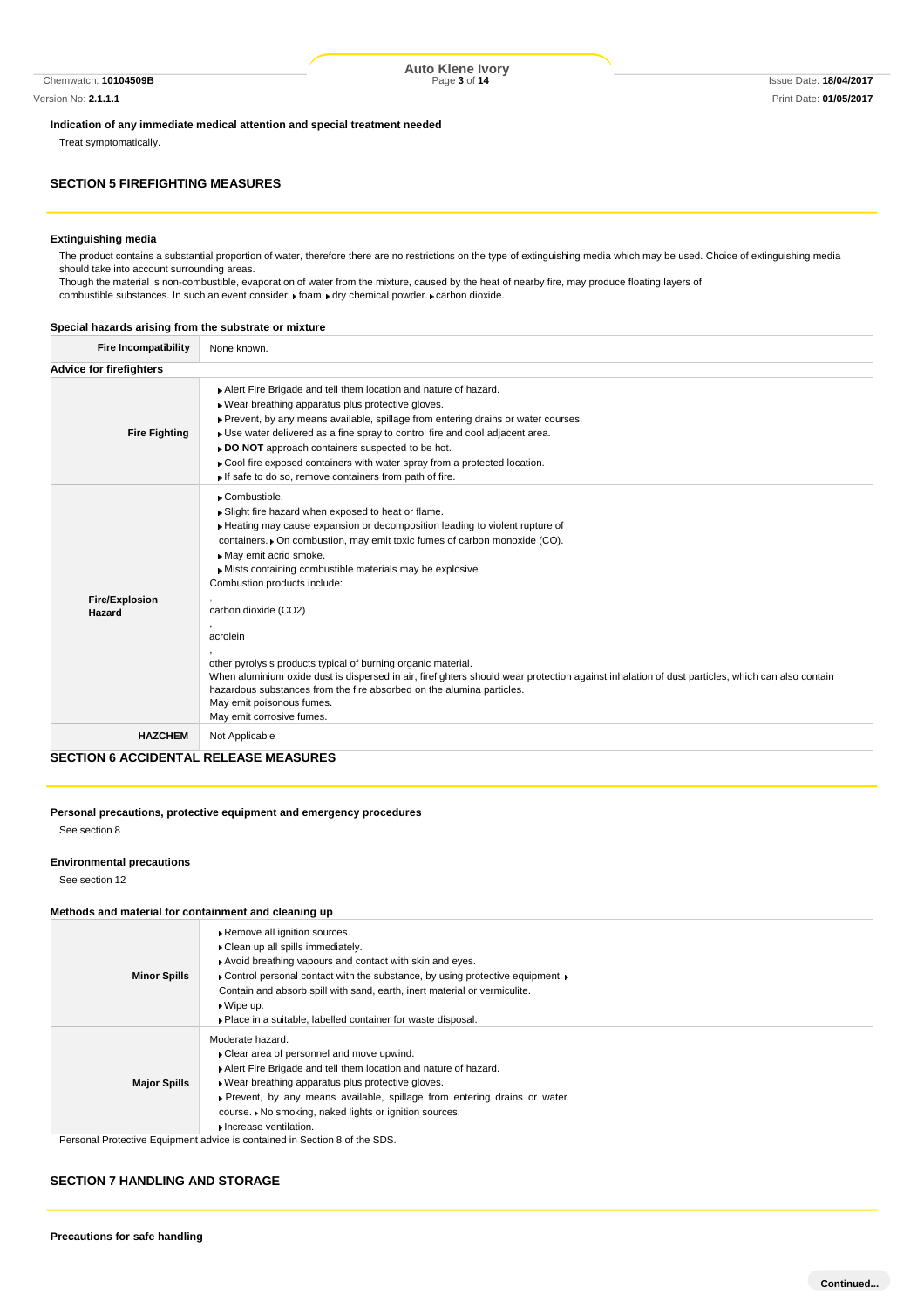**Indication of any immediate medical attention and special treatment needed**

Treat symptomatically.

## SECTION 5 FIREFIGHTING MEASURES

### Extinguishing media

The product contains a substantial proportion of water, therefore there are no restrictions on the type of extinguishing media which may be used. Choice of extinguishing media should take into account surrounding areas.

Though the material is non-combustible, evaporation of water from the mixture, caused by the heat of nearby fire, may produce floating layers of combustible substances. In such an event consider: ▸ foam. ▸ dry chemical powder. ▸ carbon dioxide.

### Special hazards arising from the substrate or mixture

| Fire Incompatibility | None known. |
|---|---|

### Advice for firefighters

| | |
|---|---|
| **Fire Fighting** | ▸ Alert Fire Brigade and tell them location and nature of hazard.<br>▸ Wear breathing apparatus plus protective gloves.<br>▸ Prevent, by any means available, spillage from entering drains or water courses.<br>▸ Use water delivered as a fine spray to control fire and cool adjacent area.<br>▸ **DO NOT** approach containers suspected to be hot.<br>▸ Cool fire exposed containers with water spray from a protected location.<br>▸ If safe to do so, remove containers from path of fire. |
| **Fire/Explosion Hazard** | ▸ Combustible.<br>▸ Slight fire hazard when exposed to heat or flame.<br>▸ Heating may cause expansion or decomposition leading to violent rupture of containers. ▸ On combustion, may emit toxic fumes of carbon monoxide (CO).<br>▸ May emit acrid smoke.<br>▸ Mists containing combustible materials may be explosive.<br>Combustion products include:<br>,<br>carbon dioxide ($CO_2$)<br>,<br>acrolein<br>,<br>other pyrolysis products typical of burning organic material.<br>When aluminium oxide dust is dispersed in air, firefighters should wear protection against inhalation of dust particles, which can also contain hazardous substances from the fire absorbed on the alumina particles.<br>May emit poisonous fumes.<br>May emit corrosive fumes. |
| **HAZCHEM** | Not Applicable |

## SECTION 6 ACCIDENTAL RELEASE MEASURES

### Personal precautions, protective equipment and emergency procedures

See section 8

### Environmental precautions

See section 12

### Methods and material for containment and cleaning up

| | |
|---|---|
| **Minor Spills** | ▸ Remove all ignition sources.<br>▸ Clean up all spills immediately.<br>▸ Avoid breathing vapours and contact with skin and eyes.<br>▸ Control personal contact with the substance, by using protective equipment. ▸ Contain and absorb spill with sand, earth, inert material or vermiculite.<br>▸ Wipe up.<br>▸ Place in a suitable, labelled container for waste disposal. |
| **Major Spills** | Moderate hazard.<br>▸ Clear area of personnel and move upwind.<br>▸ Alert Fire Brigade and tell them location and nature of hazard.<br>▸ Wear breathing apparatus plus protective gloves.<br>▸ Prevent, by any means available, spillage from entering drains or water course. ▸ No smoking, naked lights or ignition sources.<br>▸ Increase ventilation. |

Personal Protective Equipment advice is contained in Section 8 of the SDS.

## SECTION 7 HANDLING AND STORAGE

### Precautions for safe handling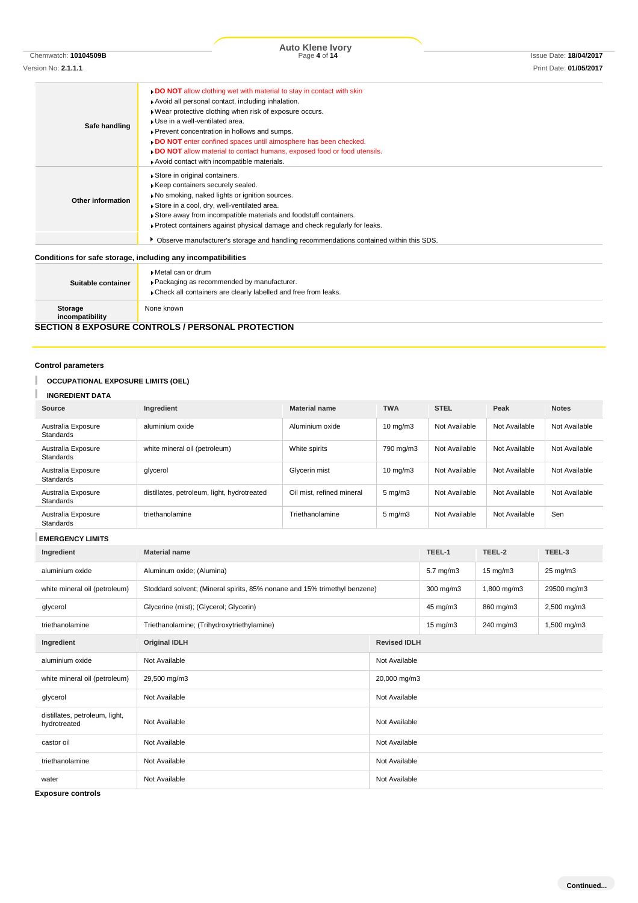| | |
|---|---|
| **Safe handling** | **DO NOT** allow clothing wet with material to stay in contact with skin<br>Avoid all personal contact, including inhalation.<br>Wear protective clothing when risk of exposure occurs.<br>Use in a well-ventilated area.<br>Prevent concentration in hollows and sumps.<br>**DO NOT** enter confined spaces until atmosphere has been checked.<br>**DO NOT** allow material to contact humans, exposed food or food utensils.<br>Avoid contact with incompatible materials. |
| **Other information** | Store in original containers.<br>Keep containers securely sealed.<br>No smoking, naked lights or ignition sources.<br>Store in a cool, dry, well-ventilated area.<br>Store away from incompatible materials and foodstuff containers.<br>Protect containers against physical damage and check regularly for leaks. |
| | Observe manufacturer's storage and handling recommendations contained within this SDS. |

**Conditions for safe storage, including any incompatibilities**

| | |
|---|---|
| **Suitable container** | Metal can or drum<br>Packaging as recommended by manufacturer.<br>Check all containers are clearly labelled and free from leaks. |
| **Storage incompatibility** | None known |

## SECTION 8 EXPOSURE CONTROLS / PERSONAL PROTECTION

**Control parameters**

**OCCUPATIONAL EXPOSURE LIMITS (OEL)**

**INGREDIENT DATA**

| Source | Ingredient | Material name | TWA | STEL | Peak | Notes |
|---|---|---|---|---|---|---|
| Australia Exposure Standards | aluminium oxide | Aluminium oxide | 10 mg/m3 | Not Available | Not Available | Not Available |
| Australia Exposure Standards | white mineral oil (petroleum) | White spirits | 790 mg/m3 | Not Available | Not Available | Not Available |
| Australia Exposure Standards | glycerol | Glycerin mist | 10 mg/m3 | Not Available | Not Available | Not Available |
| Australia Exposure Standards | distillates, petroleum, light, hydrotreated | Oil mist, refined mineral | 5 mg/m3 | Not Available | Not Available | Not Available |
| Australia Exposure Standards | triethanolamine | Triethanolamine | 5 mg/m3 | Not Available | Not Available | Sen |

**EMERGENCY LIMITS**

| Ingredient | Material name | TEEL-1 | TEEL-2 | TEEL-3 |
|---|---|---|---|---|
| aluminium oxide | Aluminum oxide; (Alumina) | 5.7 mg/m3 | 15 mg/m3 | 25 mg/m3 |
| white mineral oil (petroleum) | Stoddard solvent; (Mineral spirits, 85% nonane and 15% trimethyl benzene) | 300 mg/m3 | 1,800 mg/m3 | 29500 mg/m3 |
| glycerol | Glycerine (mist); (Glycerol; Glycerin) | 45 mg/m3 | 860 mg/m3 | 2,500 mg/m3 |
| triethanolamine | Triethanolamine; (Trihydroxytriethylamine) | 15 mg/m3 | 240 mg/m3 | 1,500 mg/m3 |

| Ingredient | Original IDLH | Revised IDLH |
|---|---|---|
| aluminium oxide | Not Available | Not Available |
| white mineral oil (petroleum) | 29,500 mg/m3 | 20,000 mg/m3 |
| glycerol | Not Available | Not Available |
| distillates, petroleum, light, hydrotreated | Not Available | Not Available |
| castor oil | Not Available | Not Available |
| triethanolamine | Not Available | Not Available |
| water | Not Available | Not Available |

**Exposure controls**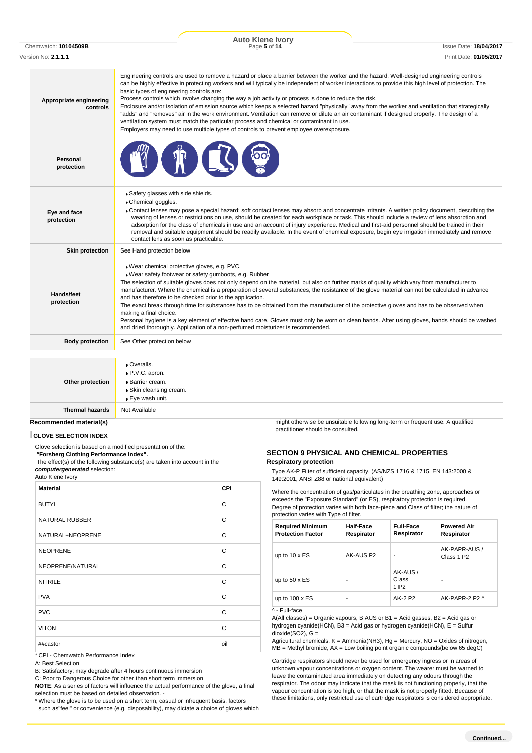| | |
|---|---|
| **Appropriate engineering controls** | Engineering controls are used to remove a hazard or place a barrier between the worker and the hazard. Well-designed engineering controls can be highly effective in protecting workers and will typically be independent of worker interactions to provide this high level of protection. The basic types of engineering controls are: Process controls which involve changing the way a job activity or process is done to reduce the risk. Enclosure and/or isolation of emission source which keeps a selected hazard "physically" away from the worker and ventilation that strategically "adds" and "removes" air in the work environment. Ventilation can remove or dilute an air contaminant if designed properly. The design of a ventilation system must match the particular process and chemical or contaminant in use. Employers may need to use multiple types of controls to prevent employee overexposure. |
| **Personal protection** | |
| **Eye and face protection** | ▸ Safety glasses with side shields.<br>▸ Chemical goggles.<br>▸ Contact lenses may pose a special hazard; soft contact lenses may absorb and concentrate irritants. A written policy document, describing the wearing of lenses or restrictions on use, should be created for each workplace or task. This should include a review of lens absorption and adsorption for the class of chemicals in use and an account of injury experience. Medical and first-aid personnel should be trained in their removal and suitable equipment should be readily available. In the event of chemical exposure, begin eye irrigation immediately and remove contact lens as soon as practicable. |
| **Skin protection** | See Hand protection below |
| **Hands/feet protection** | ▸ Wear chemical protective gloves, e.g. PVC.<br>▸ Wear safety footwear or safety gumboots, e.g. Rubber<br>The selection of suitable gloves does not only depend on the material, but also on further marks of quality which vary from manufacturer to manufacturer. Where the chemical is a preparation of several substances, the resistance of the glove material can not be calculated in advance and has therefore to be checked prior to the application.<br>The exact break through time for substances has to be obtained from the manufacturer of the protective gloves and has to be observed when making a final choice.<br>Personal hygiene is a key element of effective hand care. Gloves must only be worn on clean hands. After using gloves, hands should be washed and dried thoroughly. Application of a non-perfumed moisturizer is recommended. |
| **Body protection** | See Other protection below |
| **Other protection** | ▸ Overalls.<br>▸ P.V.C. apron.<br>▸ Barrier cream.<br>▸ Skin cleansing cream.<br>▸ Eye wash unit. |
| **Thermal hazards** | Not Available |

**Recommended material(s)**

**GLOVE SELECTION INDEX**

Glove selection is based on a modified presentation of the:
***"Forsberg Clothing Performance Index".***
The effect(s) of the following substance(s) are taken into account in the ***computergenerated*** selection:
Auto Klene Ivory

| Material | CPI |
|---|---|
| BUTYL | C |
| NATURAL RUBBER | C |
| NATURAL+NEOPRENE | C |
| NEOPRENE | C |
| NEOPRENE/NATURAL | C |
| NITRILE | C |
| PVA | C |
| PVC | C |
| VITON | C |
| ##castor | oil |

\* CPI - Chemwatch Performance Index
A: Best Selection
B: Satisfactory; may degrade after 4 hours continuous immersion
C: Poor to Dangerous Choice for other than short term immersion
**NOTE**: As a series of factors will influence the actual performance of the glove, a final selection must be based on detailed observation. -
\* Where the glove is to be used on a short term, casual or infrequent basis, factors such as"feel" or convenience (e.g. disposability), may dictate a choice of gloves which might otherwise be unsuitable following long-term or frequent use. A qualified practitioner should be consulted.

## SECTION 9 PHYSICAL AND CHEMICAL PROPERTIES

**Respiratory protection**

Type AK-P Filter of sufficient capacity. (AS/NZS 1716 & 1715, EN 143:2000 & 149:2001, ANSI Z88 or national equivalent)

Where the concentration of gas/particulates in the breathing zone, approaches or exceeds the "Exposure Standard" (or ES), respiratory protection is required.
Degree of protection varies with both face-piece and Class of filter; the nature of protection varies with Type of filter.

| Required Minimum Protection Factor | Half-Face Respirator | Full-Face Respirator | Powered Air Respirator |
|---|---|---|---|
| up to 10 x ES | AK-AUS P2 | - | AK-PAPR-AUS / Class 1 P2 |
| up to 50 x ES | - | AK-AUS / Class 1 P2 | - |
| up to 100 x ES | - | AK-2 P2 | AK-PAPR-2 P2 ^ |

^ - Full-face
A(All classes) = Organic vapours, B AUS or B1 = Acid gasses, B2 = Acid gas or hydrogen cyanide(HCN), B3 = Acid gas or hydrogen cyanide(HCN), E = Sulfur dioxide($SO_2$), G = Agricultural chemicals, K = Ammonia($NH_3$), Hg = Mercury, NO = Oxides of nitrogen, MB = Methyl bromide, AX = Low boiling point organic compounds(below 65 degC)

Cartridge respirators should never be used for emergency ingress or in areas of unknown vapour concentrations or oxygen content. The wearer must be warned to leave the contaminated area immediately on detecting any odours through the respirator. The odour may indicate that the mask is not functioning properly, that the vapour concentration is too high, or that the mask is not properly fitted. Because of these limitations, only restricted use of cartridge respirators is considered appropriate.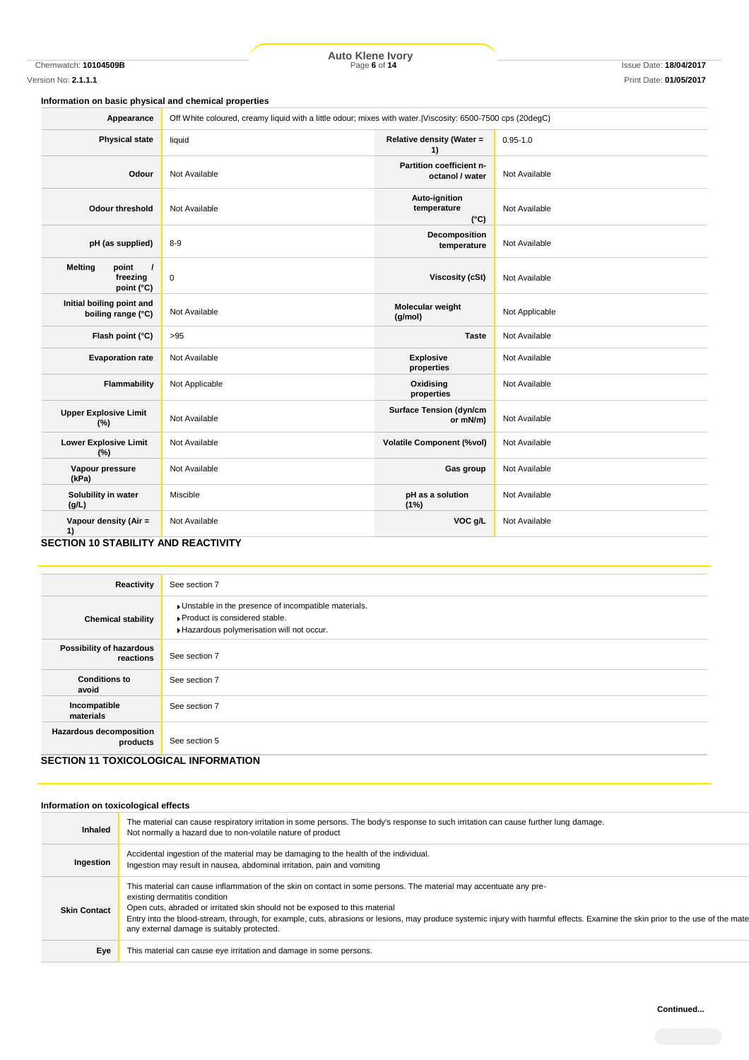### Information on basic physical and chemical properties

| | | | |
|---|---|---|---|
| Appearance | Off White coloured, creamy liquid with a little odour; mixes with water.\|Viscosity: 6500-7500 cps (20degC) | | |
| Physical state | liquid | Relative density (Water = 1) | 0.95-1.0 |
| Odour | Not Available | Partition coefficient n-octanol / water | Not Available |
| Odour threshold | Not Available | Auto-ignition temperature (°C) | Not Available |
| pH (as supplied) | 8-9 | Decomposition temperature | Not Available |
| Melting point / freezing point (°C) | 0 | Viscosity (cSt) | Not Available |
| Initial boiling point and boiling range (°C) | Not Available | Molecular weight (g/mol) | Not Applicable |
| Flash point (°C) | >95 | Taste | Not Available |
| Evaporation rate | Not Available | Explosive properties | Not Available |
| Flammability | Not Applicable | Oxidising properties | Not Available |
| Upper Explosive Limit (%) | Not Available | Surface Tension (dyn/cm or mN/m) | Not Available |
| Lower Explosive Limit (%) | Not Available | Volatile Component (%vol) | Not Available |
| Vapour pressure (kPa) | Not Available | Gas group | Not Available |
| Solubility in water (g/L) | Miscible | pH as a solution (1%) | Not Available |
| Vapour density (Air = 1) | Not Available | VOC g/L | Not Available |

## SECTION 10 STABILITY AND REACTIVITY

| | |
|---|---|
| Reactivity | See section 7 |
| Chemical stability | ▸Unstable in the presence of incompatible materials.<br>▸Product is considered stable.<br>▸Hazardous polymerisation will not occur. |
| Possibility of hazardous reactions | See section 7 |
| Conditions to avoid | See section 7 |
| Incompatible materials | See section 7 |
| Hazardous decomposition products | See section 5 |

## SECTION 11 TOXICOLOGICAL INFORMATION

### Information on toxicological effects

| | |
|---|---|
| Inhaled | The material can cause respiratory irritation in some persons. The body's response to such irritation can cause further lung damage.<br>Not normally a hazard due to non-volatile nature of product |
| Ingestion | Accidental ingestion of the material may be damaging to the health of the individual.<br>Ingestion may result in nausea, abdominal irritation, pain and vomiting |
| Skin Contact | This material can cause inflammation of the skin on contact in some persons. The material may accentuate any pre-existing dermatitis condition<br>Open cuts, abraded or irritated skin should not be exposed to this material<br>Entry into the blood-stream, through, for example, cuts, abrasions or lesions, may produce systemic injury with harmful effects. Examine the skin prior to the use of the mate any external damage is suitably protected. |
| Eye | This material can cause eye irritation and damage in some persons. |

Continued...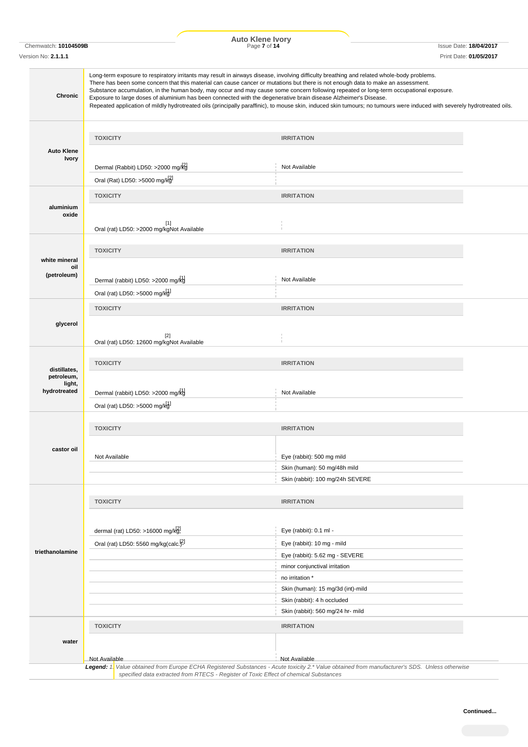| | |
|---|---|
| **Chronic** | Long-term exposure to respiratory irritants may result in airways disease, involving difficulty breathing and related whole-body problems.<br>There has been some concern that this material can cause cancer or mutations but there is not enough data to make an assessment.<br>Substance accumulation, in the human body, may occur and may cause some concern following repeated or long-term occupational exposure.<br>Exposure to large doses of aluminium has been connected with the degenerative brain disease Alzheimer's Disease.<br>Repeated application of mildly hydrotreated oils (principally paraffinic), to mouse skin, induced skin tumours; no tumours were induced with severely hydrotreated oils. |

| | TOXICITY | IRRITATION |
|---|---|---|
| **Auto Klene Ivory** | Dermal (Rabbit) LD50: >2000 mg/kg[2] | Not Available |
| | Oral (Rat) LD50: >5000 mg/kg[2] | |
| **aluminium oxide** | Oral (rat) LD50: >2000 mg/kg[1] | Not Available |
| **white mineral oil (petroleum)** | Dermal (rabbit) LD50: >2000 mg/kg[1] | Not Available |
| | Oral (rat) LD50: >5000 mg/kg[1] | |
| **glycerol** | Oral (rat) LD50: 12600 mg/kg[2] | Not Available |
| **distillates, petroleum, light, hydrotreated** | Dermal (rabbit) LD50: >2000 mg/kg[1] | Not Available |
| | Oral (rat) LD50: >5000 mg/kg[1] | |
| **castor oil** | Not Available | Eye (rabbit): 500 mg mild |
| | | Skin (human): 50 mg/48h mild |
| | | Skin (rabbit): 100 mg/24h SEVERE |
| **triethanolamine** | dermal (rat) LD50: >16000 mg/kg[2] | Eye (rabbit): 0.1 ml - |
| | Oral (rat) LD50: 5560 mg/kg(calc.)[2] | Eye (rabbit): 10 mg - mild |
| | | Eye (rabbit): 5.62 mg - SEVERE |
| | | minor conjunctival irritation |
| | | no irritation * |
| | | Skin (human): 15 mg/3d (int)-mild |
| | | Skin (rabbit): 4 h occluded |
| | | Skin (rabbit): 560 mg/24 hr- mild |
| **water** | Not Available | Not Available |

***Legend:*** *1. Value obtained from Europe ECHA Registered Substances - Acute toxicity 2.* Value obtained from manufacturer's SDS. Unless otherwise specified data extracted from RTECS - Register of Toxic Effect of chemical Substances*

**Continued...**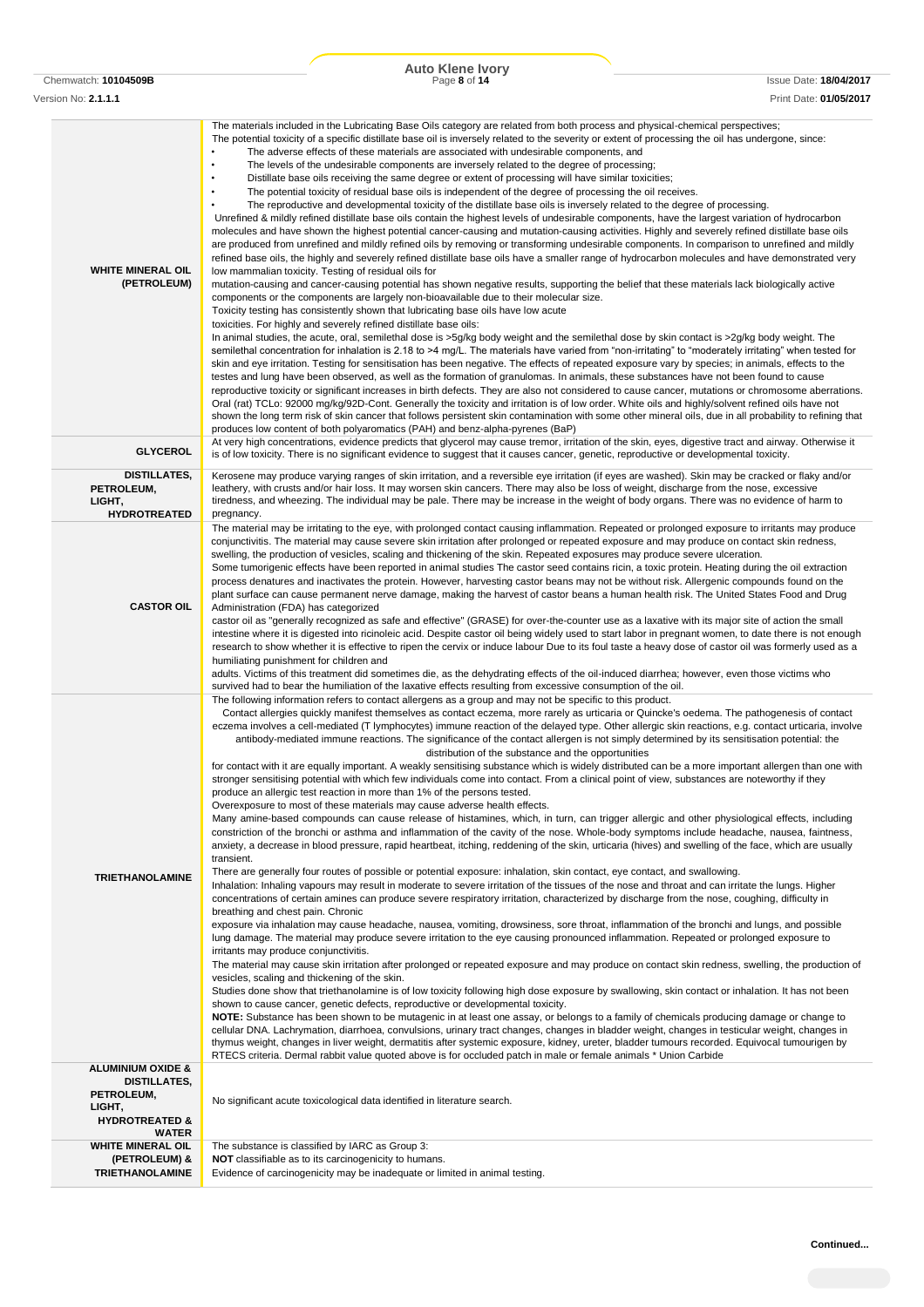| | |
|---|---|
| **WHITE MINERAL OIL (PETROLEUM)** | The materials included in the Lubricating Base Oils category are related from both process and physical-chemical perspectives;<br>The potential toxicity of a specific distillate base oil is inversely related to the severity or extent of processing the oil has undergone, since:<br>• The adverse effects of these materials are associated with undesirable components, and<br>• The levels of the undesirable components are inversely related to the degree of processing;<br>• Distillate base oils receiving the same degree or extent of processing will have similar toxicities;<br>• The potential toxicity of residual base oils is independent of the degree of processing the oil receives.<br>• The reproductive and developmental toxicity of the distillate base oils is inversely related to the degree of processing.<br>Unrefined & mildly refined distillate base oils contain the highest levels of undesirable components, have the largest variation of hydrocarbon molecules and have shown the highest potential cancer-causing and mutation-causing activities. Highly and severely refined distillate base oils are produced from unrefined and mildly refined oils by removing or transforming undesirable components. In comparison to unrefined and mildly refined base oils, the highly and severely refined distillate base oils have a smaller range of hydrocarbon molecules and have demonstrated very low mammalian toxicity. Testing of residual oils for mutation-causing and cancer-causing potential has shown negative results, supporting the belief that these materials lack biologically active components or the components are largely non-bioavailable due to their molecular size.<br>Toxicity testing has consistently shown that lubricating base oils have low acute toxicities. For highly and severely refined distillate base oils:<br>In animal studies, the acute, oral, semilethal dose is >5g/kg body weight and the semilethal dose by skin contact is >2g/kg body weight. The semilethal concentration for inhalation is 2.18 to >4 mg/L. The materials have varied from "non-irritating" to "moderately irritating" when tested for skin and eye irritation. Testing for sensitisation has been negative. The effects of repeated exposure vary by species; in animals, effects to the testes and lung have been observed, as well as the formation of granulomas. In animals, these substances have not been found to cause reproductive toxicity or significant increases in birth defects. They are also not considered to cause cancer, mutations or chromosome aberrations.<br>Oral (rat) TCLo: 92000 mg/kg/92D-Cont. Generally the toxicity and irritation is of low order. White oils and highly/solvent refined oils have not shown the long term risk of skin cancer that follows persistent skin contamination with some other mineral oils, due in all probability to refining that produces low content of both polyaromatics (PAH) and benz-alpha-pyrenes (BaP) |
| **GLYCEROL** | At very high concentrations, evidence predicts that glycerol may cause tremor, irritation of the skin, eyes, digestive tract and airway. Otherwise it is of low toxicity. There is no significant evidence to suggest that it causes cancer, genetic, reproductive or developmental toxicity. |
| **DISTILLATES, PETROLEUM, LIGHT, HYDROTREATED** | Kerosene may produce varying ranges of skin irritation, and a reversible eye irritation (if eyes are washed). Skin may be cracked or flaky and/or leathery, with crusts and/or hair loss. It may worsen skin cancers. There may also be loss of weight, discharge from the nose, excessive tiredness, and wheezing. The individual may be pale. There may be increase in the weight of body organs. There was no evidence of harm to pregnancy. |
| **CASTOR OIL** | The material may be irritating to the eye, with prolonged contact causing inflammation. Repeated or prolonged exposure to irritants may produce conjunctivitis. The material may cause severe skin irritation after prolonged or repeated exposure and may produce on contact skin redness, swelling, the production of vesicles, scaling and thickening of the skin. Repeated exposures may produce severe ulceration.<br>Some tumorigenic effects have been reported in animal studies The castor seed contains ricin, a toxic protein. Heating during the oil extraction process denatures and inactivates the protein. However, harvesting castor beans may not be without risk. Allergenic compounds found on the plant surface can cause permanent nerve damage, making the harvest of castor beans a human health risk. The United States Food and Drug Administration (FDA) has categorized castor oil as "generally recognized as safe and effective" (GRASE) for over-the-counter use as a laxative with its major site of action the small intestine where it is digested into ricinoleic acid. Despite castor oil being widely used to start labor in pregnant women, to date there is not enough research to show whether it is effective to ripen the cervix or induce labour Due to its foul taste a heavy dose of castor oil was formerly used as a humiliating punishment for children and adults. Victims of this treatment did sometimes die, as the dehydrating effects of the oil-induced diarrhea; however, even those victims who survived had to bear the humiliation of the laxative effects resulting from excessive consumption of the oil. |
| **TRIETHANOLAMINE** | The following information refers to contact allergens as a group and may not be specific to this product.<br>Contact allergies quickly manifest themselves as contact eczema, more rarely as urticaria or Quincke's oedema. The pathogenesis of contact eczema involves a cell-mediated (T lymphocytes) immune reaction of the delayed type. Other allergic skin reactions, e.g. contact urticaria, involve antibody-mediated immune reactions. The significance of the contact allergen is not simply determined by its sensitisation potential: the distribution of the substance and the opportunities for contact with it are equally important. A weakly sensitising substance which is widely distributed can be a more important allergen than one with stronger sensitising potential with which few individuals come into contact. From a clinical point of view, substances are noteworthy if they produce an allergic test reaction in more than 1% of the persons tested.<br>Overexposure to most of these materials may cause adverse health effects.<br>Many amine-based compounds can cause release of histamines, which, in turn, can trigger allergic and other physiological effects, including constriction of the bronchi or asthma and inflammation of the cavity of the nose. Whole-body symptoms include headache, nausea, faintness, anxiety, a decrease in blood pressure, rapid heartbeat, itching, reddening of the skin, urticaria (hives) and swelling of the face, which are usually transient.<br>There are generally four routes of possible or potential exposure: inhalation, skin contact, eye contact, and swallowing.<br>Inhalation: Inhaling vapours may result in moderate to severe irritation of the tissues of the nose and throat and can irritate the lungs. Higher concentrations of certain amines can produce severe respiratory irritation, characterized by discharge from the nose, coughing, difficulty in breathing and chest pain. Chronic exposure via inhalation may cause headache, nausea, vomiting, drowsiness, sore throat, inflammation of the bronchi and lungs, and possible lung damage. The material may produce severe irritation to the eye causing pronounced inflammation. Repeated or prolonged exposure to irritants may produce conjunctivitis.<br>The material may cause skin irritation after prolonged or repeated exposure and may produce on contact skin redness, swelling, the production of vesicles, scaling and thickening of the skin.<br>Studies done show that triethanolamine is of low toxicity following high dose exposure by swallowing, skin contact or inhalation. It has not been shown to cause cancer, genetic defects, reproductive or developmental toxicity.<br>**NOTE:** Substance has been shown to be mutagenic in at least one assay, or belongs to a family of chemicals producing damage or change to cellular DNA. Lachrymation, diarrhoea, convulsions, urinary tract changes, changes in bladder weight, changes in testicular weight, changes in thymus weight, changes in liver weight, dermatitis after systemic exposure, kidney, ureter, bladder tumours recorded. Equivocal tumourigen by RTECS criteria. Dermal rabbit value quoted above is for occluded patch in male or female animals * Union Carbide |
| **ALUMINIUM OXIDE & DISTILLATES, PETROLEUM, LIGHT, HYDROTREATED & WATER** | No significant acute toxicological data identified in literature search. |
| **WHITE MINERAL OIL (PETROLEUM) & TRIETHANOLAMINE** | The substance is classified by IARC as Group 3:<br>**NOT** classifiable as to its carcinogenicity to humans.<br>Evidence of carcinogenicity may be inadequate or limited in animal testing. |

**Continued...**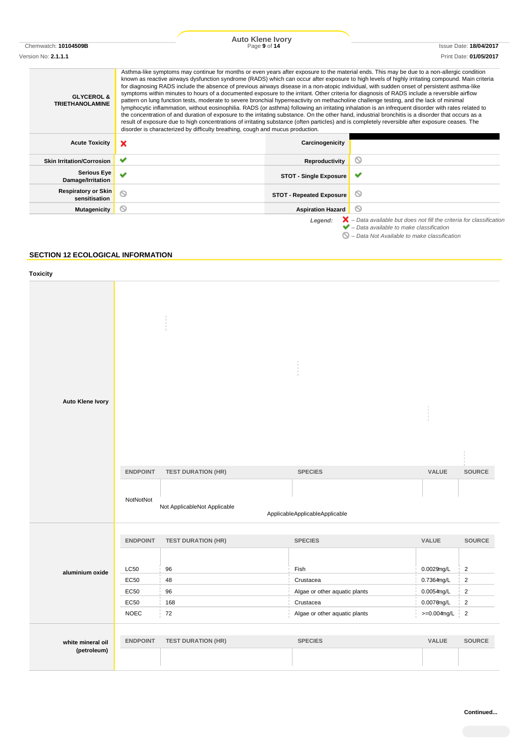| | |
|---|---|
| **GLYCEROL & TRIETHANOLAMINE** | Asthma-like symptoms may continue for months or even years after exposure to the material ends. This may be due to a non-allergic condition known as reactive airways dysfunction syndrome (RADS) which can occur after exposure to high levels of highly irritating compound. Main criteria for diagnosing RADS include the absence of previous airways disease in a non-atopic individual, with sudden onset of persistent asthma-like symptoms within minutes to hours of a documented exposure to the irritant. Other criteria for diagnosis of RADS include a reversible airflow pattern on lung function tests, moderate to severe bronchial hyperreactivity on methacholine challenge testing, and the lack of minimal lymphocytic inflammation, without eosinophilia. RADS (or asthma) following an irritating inhalation is an infrequent disorder with rates related to the concentration of and duration of exposure to the irritating substance. On the other hand, industrial bronchitis is a disorder that occurs as a result of exposure due to high concentrations of irritating substance (often particles) and is completely reversible after exposure ceases. The disorder is characterized by difficulty breathing, cough and mucus production. |

| | | | |
|---|---|---|---|
| **Acute Toxicity** | ✗ | **Carcinogenicity** | |
| **Skin Irritation/Corrosion** | ✔ | **Reproductivity** | ⊘ |
| **Serious Eye Damage/Irritation** | ✔ | **STOT - Single Exposure** | ✔ |
| **Respiratory or Skin sensitisation** | ⊘ | **STOT - Repeated Exposure** | ⊘ |
| **Mutagenicity** | ⊘ | **Aspiration Hazard** | ⊘ |

*Legend:*
- ✗ *– Data available but does not fill the criteria for classification*
- ✔ *– Data available to make classification*
- ⊘ *– Data Not Available to make classification*

## SECTION 12 ECOLOGICAL INFORMATION

### Toxicity

**Auto Klene Ivory**

| ENDPOINT | TEST DURATION (HR) | SPECIES | VALUE | SOURCE |
|---|---|---|---|---|
| NotNotNot | Not ApplicableNot Applicable | ApplicableApplicableApplicable | | |

**aluminium oxide**

| ENDPOINT | TEST DURATION (HR) | SPECIES | VALUE | SOURCE |
|---|---|---|---|---|
| LC50 | 96 | Fish | 0.0029mg/L | 2 |
| EC50 | 48 | Crustacea | 0.7364mg/L | 2 |
| EC50 | 96 | Algae or other aquatic plants | 0.0054mg/L | 2 |
| EC50 | 168 | Crustacea | 0.0076mg/L | 2 |
| NOEC | 72 | Algae or other aquatic plants | >=0.004mg/L | 2 |

**white mineral oil (petroleum)**

| ENDPOINT | TEST DURATION (HR) | SPECIES | VALUE | SOURCE |
|---|---|---|---|---|
| | | | | |

**Continued...**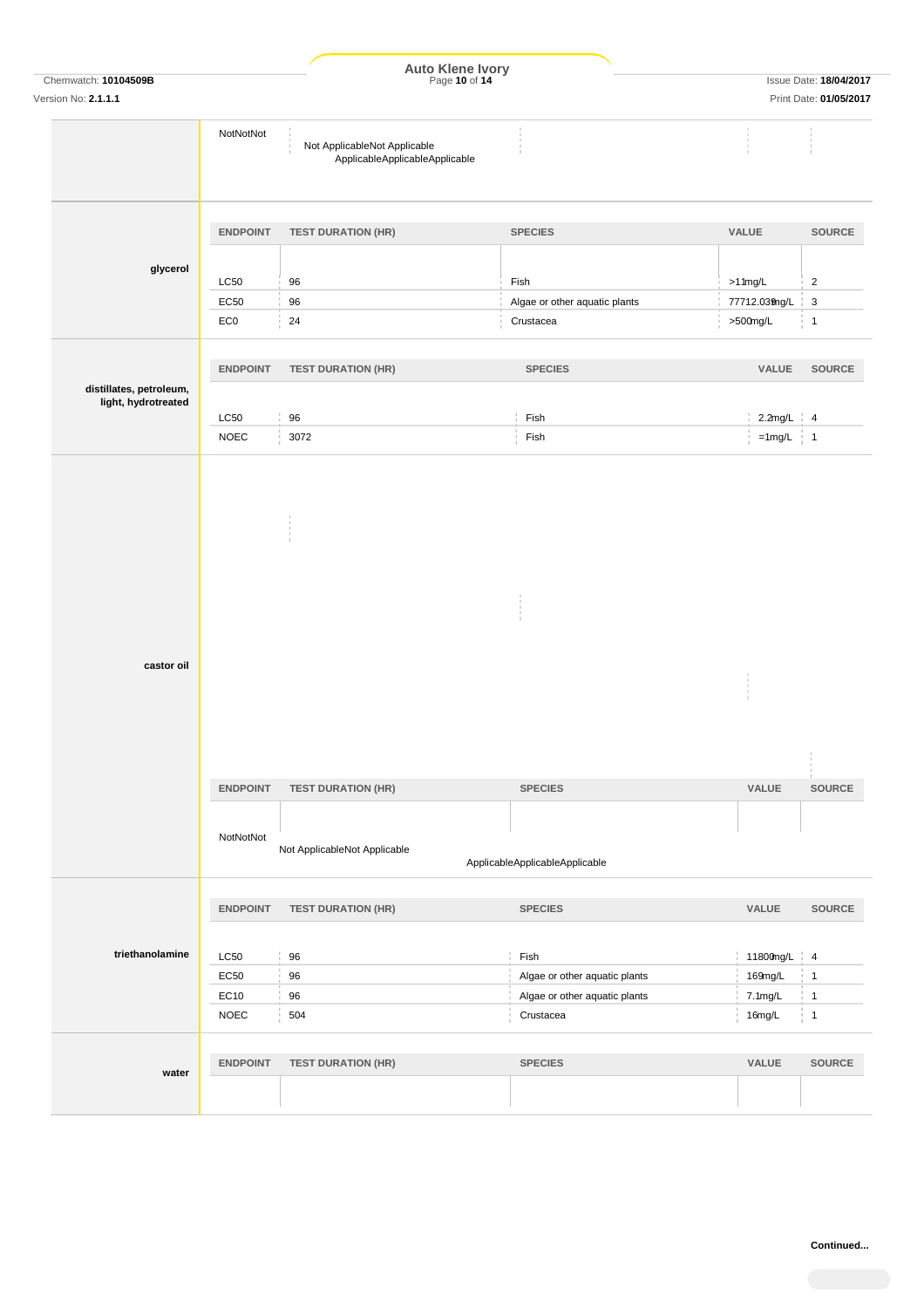| | | | | | |
|---|---|---|---|---|---|
| | NotNotNot | Not ApplicableNot Applicable ApplicableApplicableApplicable | | | |

**glycerol**

| ENDPOINT | TEST DURATION (HR) | SPECIES | VALUE | SOURCE |
|---|---|---|---|---|
| LC50 | 96 | Fish | >11mg/L | 2 |
| EC50 | 96 | Algae or other aquatic plants | 77712.039mg/L | 3 |
| EC0 | 24 | Crustacea | >500mg/L | 1 |

**distillates, petroleum, light, hydrotreated**

| ENDPOINT | TEST DURATION (HR) | SPECIES | VALUE | SOURCE |
|---|---|---|---|---|
| LC50 | 96 | Fish | 2.2mg/L | 4 |
| NOEC | 3072 | Fish | =1mg/L | 1 |

**castor oil**

| ENDPOINT | TEST DURATION (HR) | SPECIES | VALUE | SOURCE |
|---|---|---|---|---|
| NotNotNot | Not ApplicableNot Applicable | ApplicableApplicableApplicable | | |

**triethanolamine**

| ENDPOINT | TEST DURATION (HR) | SPECIES | VALUE | SOURCE |
|---|---|---|---|---|
| LC50 | 96 | Fish | 11800mg/L | 4 |
| EC50 | 96 | Algae or other aquatic plants | 169mg/L | 1 |
| EC10 | 96 | Algae or other aquatic plants | 7.1mg/L | 1 |
| NOEC | 504 | Crustacea | 16mg/L | 1 |

**water**

| ENDPOINT | TEST DURATION (HR) | SPECIES | VALUE | SOURCE |
|---|---|---|---|---|
| | | | | |

**Continued...**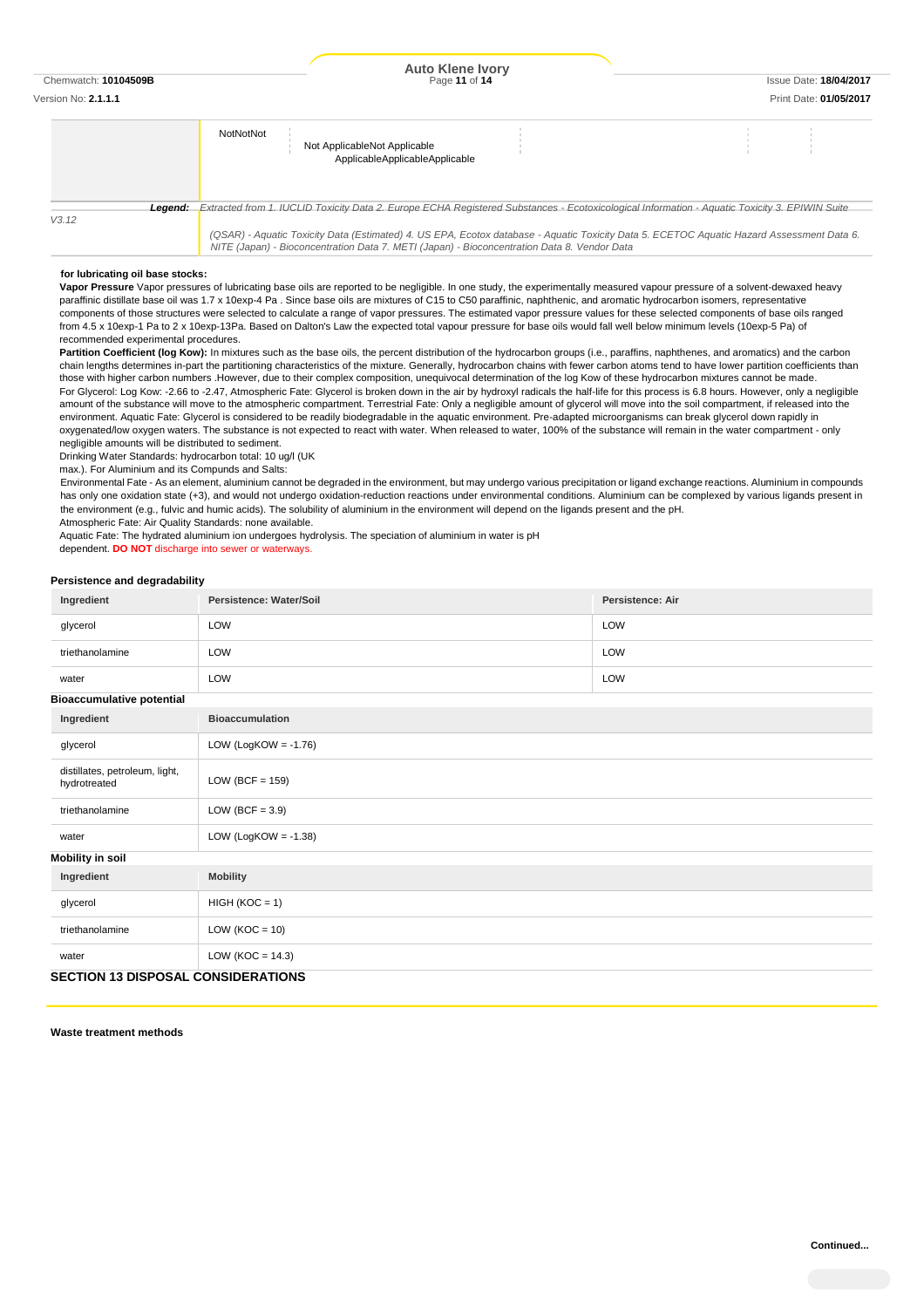| | NotNotNot | Not ApplicableNot Applicable ApplicableApplicableApplicable | | | |
|---|---|---|---|---|---|

**Legend:** *Extracted from 1. IUCLID Toxicity Data 2. Europe ECHA Registered Substances - Ecotoxicological Information - Aquatic Toxicity 3. EPIWIN Suite V3.12 (QSAR) - Aquatic Toxicity Data (Estimated) 4. US EPA, Ecotox database - Aquatic Toxicity Data 5. ECETOC Aquatic Hazard Assessment Data 6. NITE (Japan) - Bioconcentration Data 7. METI (Japan) - Bioconcentration Data 8. Vendor Data*

**for lubricating oil base stocks:**

**Vapor Pressure** Vapor pressures of lubricating base oils are reported to be negligible. In one study, the experimentally measured vapour pressure of a solvent-dewaxed heavy paraffinic distillate base oil was 1.7 x 10exp-4 Pa . Since base oils are mixtures of C15 to C50 paraffinic, naphthenic, and aromatic hydrocarbon isomers, representative components of those structures were selected to calculate a range of vapor pressures. The estimated vapor pressure values for these selected components of base oils ranged from 4.5 x 10exp-1 Pa to 2 x 10exp-13Pa. Based on Dalton's Law the expected total vapour pressure for base oils would fall well below minimum levels (10exp-5 Pa) of recommended experimental procedures.

**Partition Coefficient (log Kow):** In mixtures such as the base oils, the percent distribution of the hydrocarbon groups (i.e., paraffins, naphthenes, and aromatics) and the carbon chain lengths determines in-part the partitioning characteristics of the mixture. Generally, hydrocarbon chains with fewer carbon atoms tend to have lower partition coefficients than those with higher carbon numbers .However, due to their complex composition, unequivocal determination of the log Kow of these hydrocarbon mixtures cannot be made.

For Glycerol: Log Kow: -2.66 to -2.47, Atmospheric Fate: Glycerol is broken down in the air by hydroxyl radicals the half-life for this process is 6.8 hours. However, only a negligible amount of the substance will move to the atmospheric compartment. Terrestrial Fate: Only a negligible amount of glycerol will move into the soil compartment, if released into the environment. Aquatic Fate: Glycerol is considered to be readily biodegradable in the aquatic environment. Pre-adapted microorganisms can break glycerol down rapidly in oxygenated/low oxygen waters. The substance is not expected to react with water. When released to water, 100% of the substance will remain in the water compartment - only negligible amounts will be distributed to sediment.

Drinking Water Standards: hydrocarbon total: 10 ug/l (UK max.). For Aluminium and its Compunds and Salts:

Environmental Fate - As an element, aluminium cannot be degraded in the environment, but may undergo various precipitation or ligand exchange reactions. Aluminium in compounds has only one oxidation state (+3), and would not undergo oxidation-reduction reactions under environmental conditions. Aluminium can be complexed by various ligands present in the environment (e.g., fulvic and humic acids). The solubility of aluminium in the environment will depend on the ligands present and the pH.

Atmospheric Fate: Air Quality Standards: none available.

Aquatic Fate: The hydrated aluminium ion undergoes hydrolysis. The speciation of aluminium in water is pH dependent. **DO NOT** discharge into sewer or waterways.

### Persistence and degradability

| Ingredient | Persistence: Water/Soil | Persistence: Air |
|---|---|---|
| glycerol | LOW | LOW |
| triethanolamine | LOW | LOW |
| water | LOW | LOW |

### Bioaccumulative potential

| Ingredient | Bioaccumulation |
|---|---|
| glycerol | LOW (LogKOW = -1.76) |
| distillates, petroleum, light, hydrotreated | LOW (BCF = 159) |
| triethanolamine | LOW (BCF = 3.9) |
| water | LOW (LogKOW = -1.38) |

### Mobility in soil

| Ingredient | Mobility |
|---|---|
| glycerol | HIGH (KOC = 1) |
| triethanolamine | LOW (KOC = 10) |
| water | LOW (KOC = 14.3) |

## SECTION 13 DISPOSAL CONSIDERATIONS

### Waste treatment methods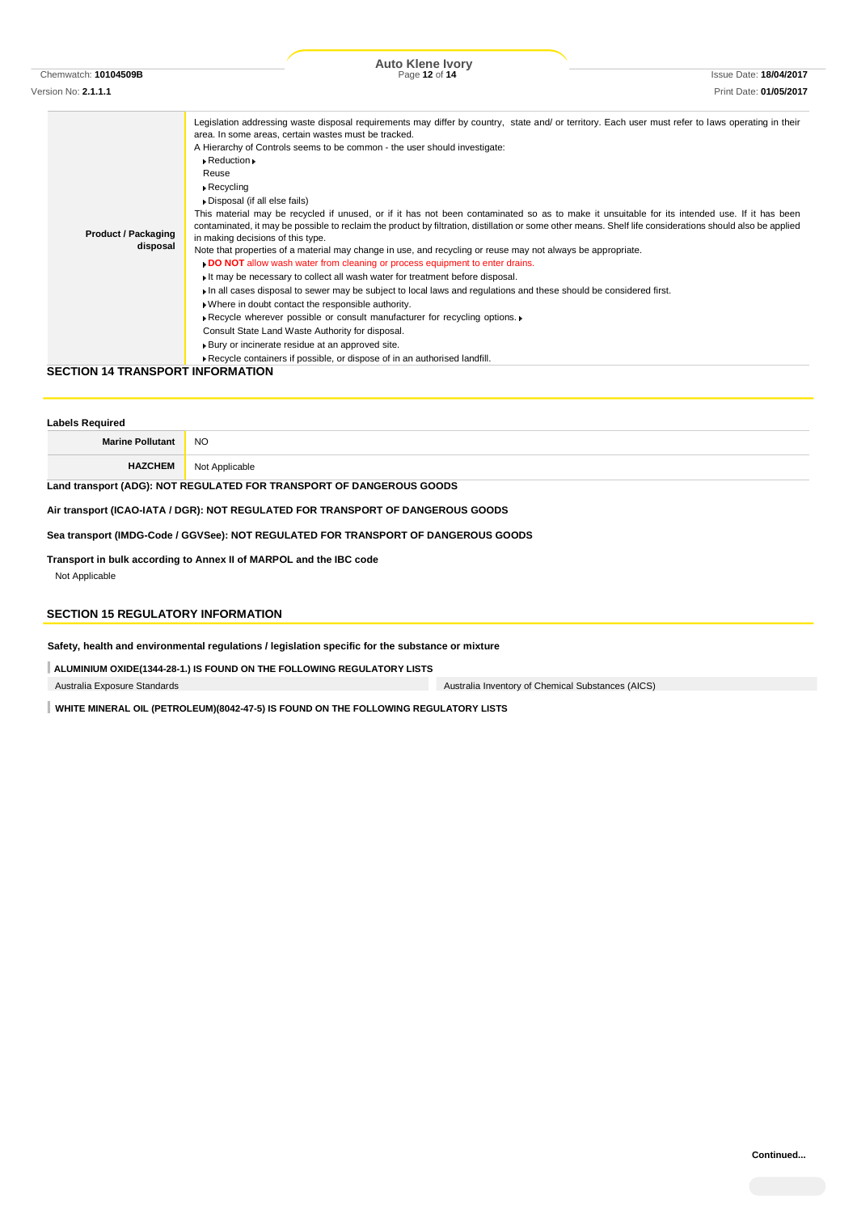| | |
|---|---|
| **Product / Packaging disposal** | Legislation addressing waste disposal requirements may differ by country, state and/ or territory. Each user must refer to laws operating in their area. In some areas, certain wastes must be tracked.<br>A Hierarchy of Controls seems to be common - the user should investigate:<br>▸Reduction ▸<br>Reuse<br>▸Recycling<br>▸Disposal (if all else fails)<br>This material may be recycled if unused, or if it has not been contaminated so as to make it unsuitable for its intended use. If it has been contaminated, it may be possible to reclaim the product by filtration, distillation or some other means. Shelf life considerations should also be applied in making decisions of this type.<br>Note that properties of a material may change in use, and recycling or reuse may not always be appropriate.<br>▸**DO NOT** allow wash water from cleaning or process equipment to enter drains.<br>▸It may be necessary to collect all wash water for treatment before disposal.<br>▸In all cases disposal to sewer may be subject to local laws and regulations and these should be considered first.<br>▸Where in doubt contact the responsible authority.<br>▸Recycle wherever possible or consult manufacturer for recycling options. ▸<br>Consult State Land Waste Authority for disposal.<br>▸Bury or incinerate residue at an approved site.<br>▸Recycle containers if possible, or dispose of in an authorised landfill. |

## SECTION 14 TRANSPORT INFORMATION

**Labels Required**

| | |
|---|---|
| **Marine Pollutant** | NO |
| **HAZCHEM** | Not Applicable |

**Land transport (ADG): NOT REGULATED FOR TRANSPORT OF DANGEROUS GOODS**

**Air transport (ICAO-IATA / DGR): NOT REGULATED FOR TRANSPORT OF DANGEROUS GOODS**

**Sea transport (IMDG-Code / GGVSee): NOT REGULATED FOR TRANSPORT OF DANGEROUS GOODS**

**Transport in bulk according to Annex II of MARPOL and the IBC code**

Not Applicable

## SECTION 15 REGULATORY INFORMATION

**Safety, health and environmental regulations / legislation specific for the substance or mixture**

**ALUMINIUM OXIDE(1344-28-1.) IS FOUND ON THE FOLLOWING REGULATORY LISTS**

| | |
|---|---|
| Australia Exposure Standards | Australia Inventory of Chemical Substances (AICS) |

**WHITE MINERAL OIL (PETROLEUM)(8042-47-5) IS FOUND ON THE FOLLOWING REGULATORY LISTS**

**Continued...**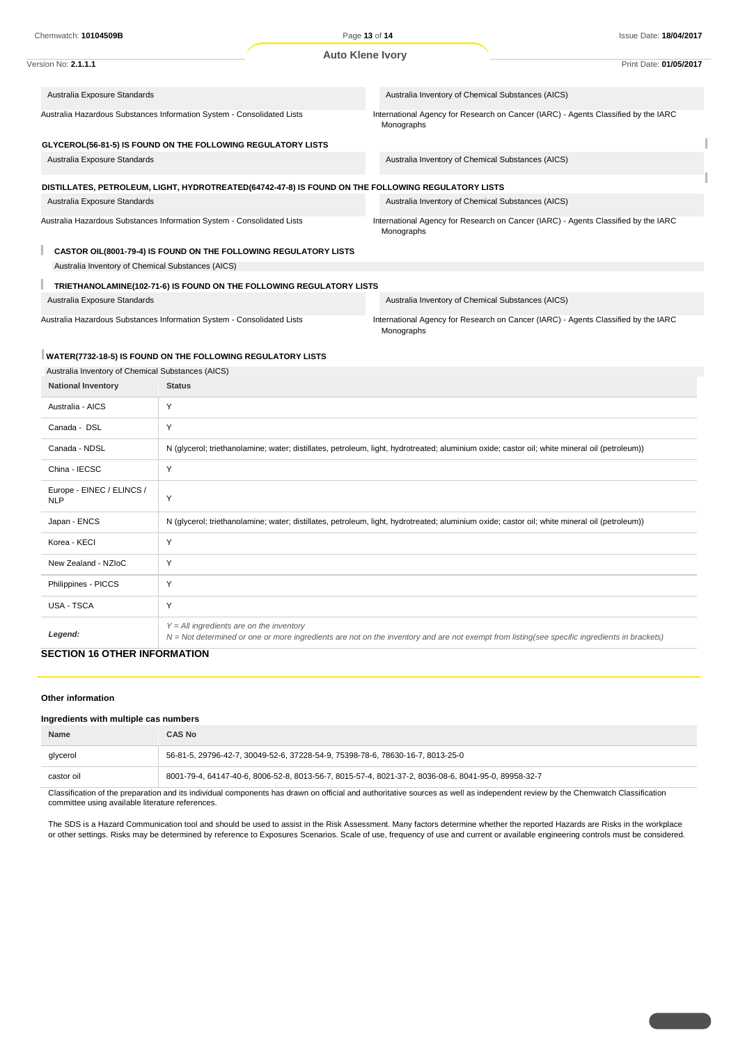| | |
|---|---|
| Australia Exposure Standards | Australia Inventory of Chemical Substances (AICS) |
| Australia Hazardous Substances Information System - Consolidated Lists | International Agency for Research on Cancer (IARC) - Agents Classified by the IARC Monographs |

**GLYCEROL(56-81-5) IS FOUND ON THE FOLLOWING REGULATORY LISTS**

| | |
|---|---|
| Australia Exposure Standards | Australia Inventory of Chemical Substances (AICS) |

**DISTILLATES, PETROLEUM, LIGHT, HYDROTREATED(64742-47-8) IS FOUND ON THE FOLLOWING REGULATORY LISTS**

| | |
|---|---|
| Australia Exposure Standards | Australia Inventory of Chemical Substances (AICS) |
| Australia Hazardous Substances Information System - Consolidated Lists | International Agency for Research on Cancer (IARC) - Agents Classified by the IARC Monographs |

**CASTOR OIL(8001-79-4) IS FOUND ON THE FOLLOWING REGULATORY LISTS**

Australia Inventory of Chemical Substances (AICS)

**TRIETHANOLAMINE(102-71-6) IS FOUND ON THE FOLLOWING REGULATORY LISTS**

| | |
|---|---|
| Australia Exposure Standards | Australia Inventory of Chemical Substances (AICS) |
| Australia Hazardous Substances Information System - Consolidated Lists | International Agency for Research on Cancer (IARC) - Agents Classified by the IARC Monographs |

**WATER(7732-18-5) IS FOUND ON THE FOLLOWING REGULATORY LISTS**

Australia Inventory of Chemical Substances (AICS)

| National Inventory | Status |
|---|---|
| Australia - AICS | Y |
| Canada - DSL | Y |
| Canada - NDSL | N (glycerol; triethanolamine; water; distillates, petroleum, light, hydrotreated; aluminium oxide; castor oil; white mineral oil (petroleum)) |
| China - IECSC | Y |
| Europe - EINEC / ELINCS / NLP | Y |
| Japan - ENCS | N (glycerol; triethanolamine; water; distillates, petroleum, light, hydrotreated; aluminium oxide; castor oil; white mineral oil (petroleum)) |
| Korea - KECI | Y |
| New Zealand - NZIoC | Y |
| Philippines - PICCS | Y |
| USA - TSCA | Y |
| *Legend:* | *Y = All ingredients are on the inventory*<br>*N = Not determined or one or more ingredients are not on the inventory and are not exempt from listing(see specific ingredients in brackets)* |

## SECTION 16 OTHER INFORMATION

**Other information**

**Ingredients with multiple cas numbers**

| Name | CAS No |
|---|---|
| glycerol | 56-81-5, 29796-42-7, 30049-52-6, 37228-54-9, 75398-78-6, 78630-16-7, 8013-25-0 |
| castor oil | 8001-79-4, 64147-40-6, 8006-52-8, 8013-56-7, 8015-57-4, 8021-37-2, 8036-08-6, 8041-95-0, 89958-32-7 |

Classification of the preparation and its individual components has drawn on official and authoritative sources as well as independent review by the Chemwatch Classification committee using available literature references.

The SDS is a Hazard Communication tool and should be used to assist in the Risk Assessment. Many factors determine whether the reported Hazards are Risks in the workplace or other settings. Risks may be determined by reference to Exposures Scenarios. Scale of use, frequency of use and current or available engineering controls must be considered.